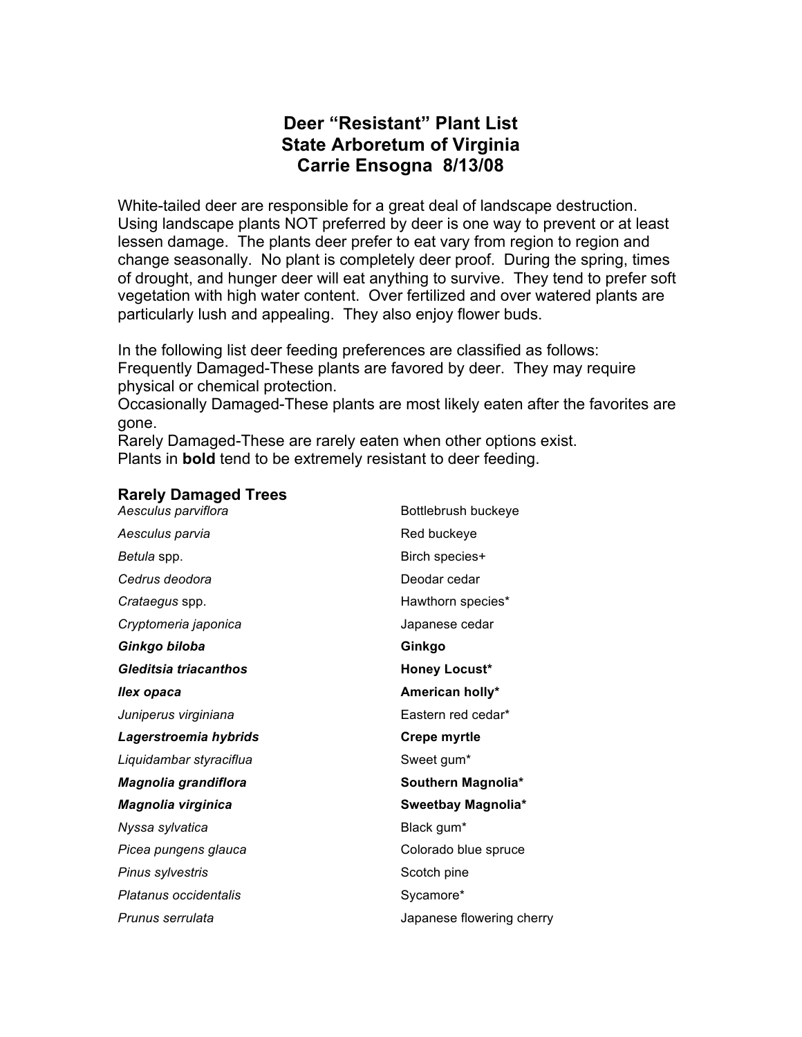# Deer "Resistant" Plant List
# State Arboretum of Virginia
# Carrie Ensogna 8/13/08

White-tailed deer are responsible for a great deal of landscape destruction. Using landscape plants NOT preferred by deer is one way to prevent or at least lessen damage. The plants deer prefer to eat vary from region to region and change seasonally. No plant is completely deer proof. During the spring, times of drought, and hunger deer will eat anything to survive. They tend to prefer soft vegetation with high water content. Over fertilized and over watered plants are particularly lush and appealing. They also enjoy flower buds.

In the following list deer feeding preferences are classified as follows:
Frequently Damaged-These plants are favored by deer. They may require physical or chemical protection.
Occasionally Damaged-These plants are most likely eaten after the favorites are gone.
Rarely Damaged-These are rarely eaten when other options exist.
Plants in **bold** tend to be extremely resistant to deer feeding.

## Rarely Damaged Trees

| | |
|---|---|
| *Aesculus parviflora* | Bottlebrush buckeye |
| *Aesculus parvia* | Red buckeye |
| *Betula* spp. | Birch species+ |
| *Cedrus deodora* | Deodar cedar |
| *Crataegus* spp. | Hawthorn species* |
| *Cryptomeria japonica* | Japanese cedar |
| ***Ginkgo biloba*** | **Ginkgo** |
| ***Gleditsia triacanthos*** | **Honey Locust*** |
| ***Ilex opaca*** | **American holly*** |
| *Juniperus virginiana* | Eastern red cedar* |
| ***Lagerstroemia hybrids*** | **Crepe myrtle** |
| *Liquidambar styraciflua* | Sweet gum* |
| ***Magnolia grandiflora*** | **Southern Magnolia*** |
| ***Magnolia virginica*** | **Sweetbay Magnolia*** |
| *Nyssa sylvatica* | Black gum* |
| *Picea pungens glauca* | Colorado blue spruce |
| *Pinus sylvestris* | Scotch pine |
| *Platanus occidentalis* | Sycamore* |
| *Prunus serrulata* | Japanese flowering cherry |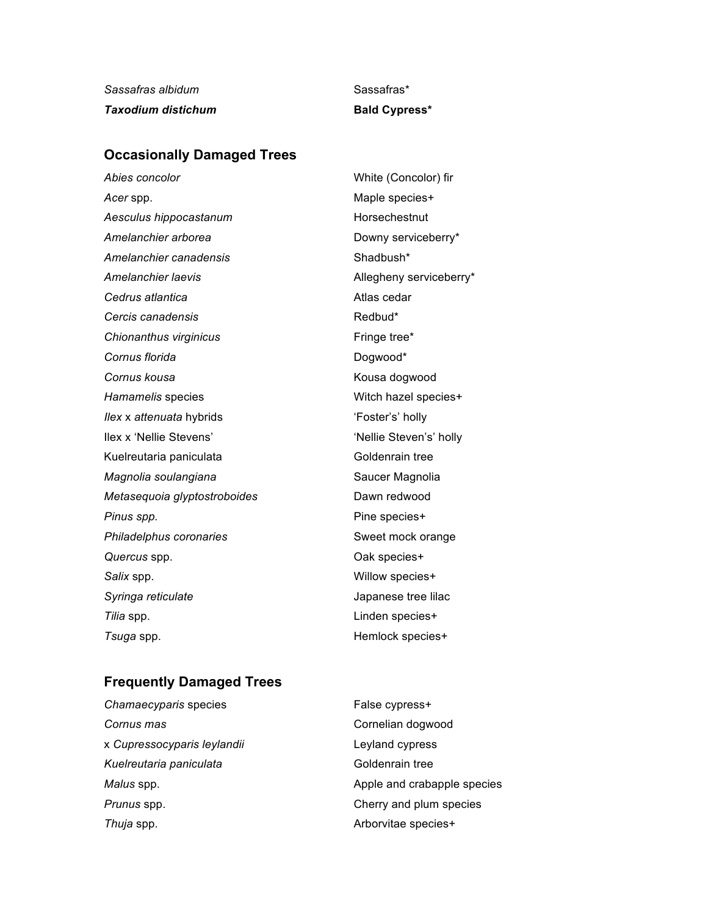| | |
|---|---|
| *Sassafras albidum* | Sassafras* |
| ***Taxodium distichum*** | **Bald Cypress*** |

## Occasionally Damaged Trees

| | |
|---|---|
| *Abies concolor* | White (Concolor) fir |
| *Acer* spp. | Maple species+ |
| *Aesculus hippocastanum* | Horsechestnut |
| *Amelanchier arborea* | Downy serviceberry* |
| *Amelanchier canadensis* | Shadbush* |
| *Amelanchier laevis* | Allegheny serviceberry* |
| *Cedrus atlantica* | Atlas cedar |
| *Cercis canadensis* | Redbud* |
| *Chionanthus virginicus* | Fringe tree* |
| *Cornus florida* | Dogwood* |
| *Cornus kousa* | Kousa dogwood |
| *Hamamelis* species | Witch hazel species+ |
| *Ilex* x *attenuata* hybrids | 'Foster's' holly |
| Ilex x 'Nellie Stevens' | 'Nellie Steven's' holly |
| Kuelreutaria paniculata | Goldenrain tree |
| *Magnolia soulangiana* | Saucer Magnolia |
| *Metasequoia glyptostroboides* | Dawn redwood |
| *Pinus spp.* | Pine species+ |
| *Philadelphus coronaries* | Sweet mock orange |
| *Quercus* spp. | Oak species+ |
| *Salix* spp. | Willow species+ |
| *Syringa reticulate* | Japanese tree lilac |
| *Tilia* spp. | Linden species+ |
| *Tsuga* spp. | Hemlock species+ |

## Frequently Damaged Trees

| | |
|---|---|
| *Chamaecyparis* species | False cypress+ |
| *Cornus mas* | Cornelian dogwood |
| x *Cupressocyparis leylandii* | Leyland cypress |
| *Kuelreutaria paniculata* | Goldenrain tree |
| *Malus* spp. | Apple and crabapple species |
| *Prunus* spp. | Cherry and plum species |
| *Thuja* spp. | Arborvitae species+ |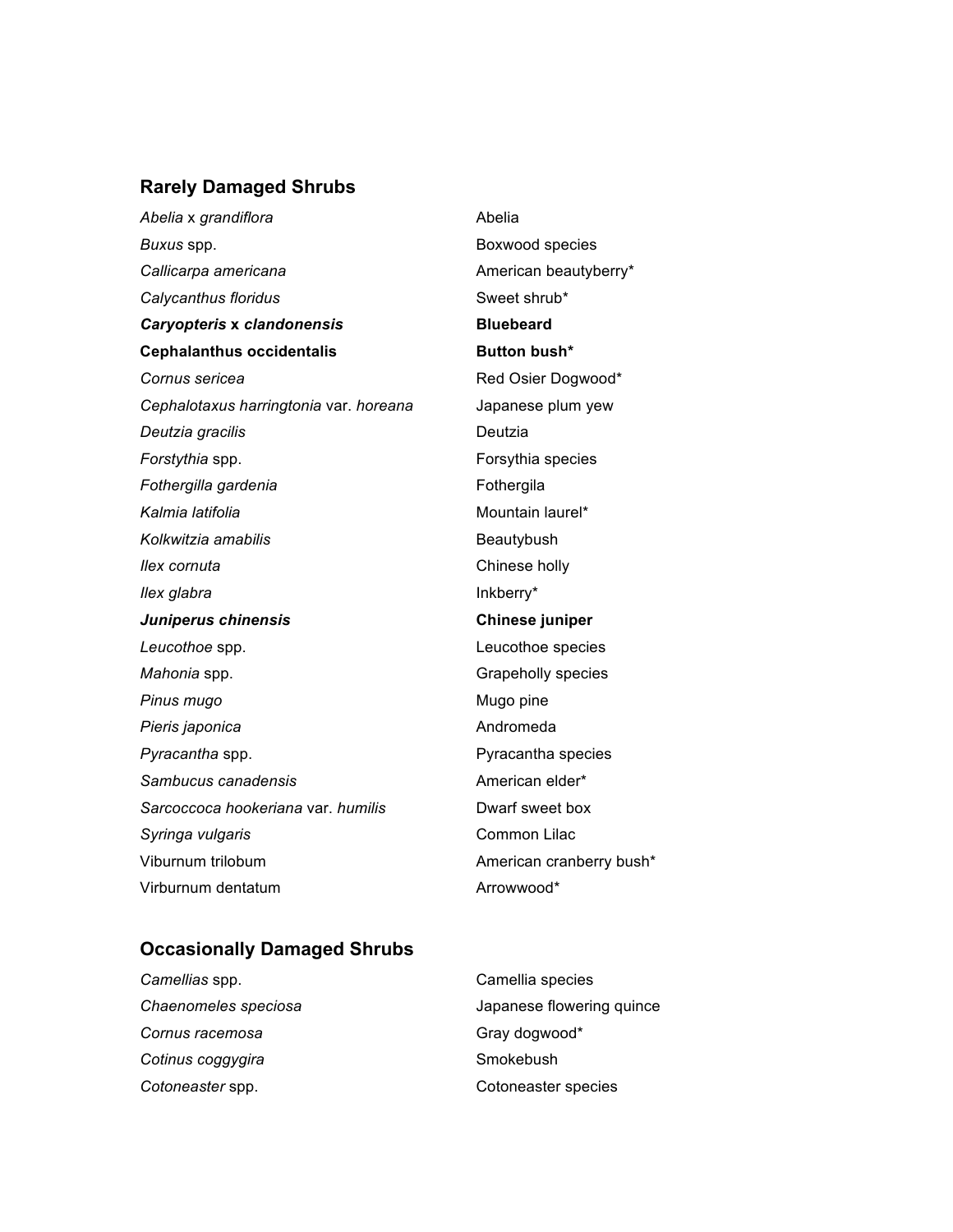## Rarely Damaged Shrubs

| | |
|---|---|
| *Abelia* x *grandiflora* | Abelia |
| *Buxus* spp. | Boxwood species |
| *Callicarpa americana* | American beautyberry* |
| *Calycanthus floridus* | Sweet shrub* |
| ***Caryopteris* x *clandonensis*** | **Bluebeard** |
| **Cephalanthus occidentalis** | **Button bush*** |
| *Cornus sericea* | Red Osier Dogwood* |
| *Cephalotaxus harringtonia* var. *horeana* | Japanese plum yew |
| *Deutzia gracilis* | Deutzia |
| *Forstythia* spp. | Forsythia species |
| *Fothergilla gardenia* | Fothergila |
| *Kalmia latifolia* | Mountain laurel* |
| *Kolkwitzia amabilis* | Beautybush |
| *Ilex cornuta* | Chinese holly |
| *Ilex glabra* | Inkberry* |
| ***Juniperus chinensis*** | **Chinese juniper** |
| *Leucothoe* spp. | Leucothoe species |
| *Mahonia* spp. | Grapeholly species |
| *Pinus mugo* | Mugo pine |
| *Pieris japonica* | Andromeda |
| *Pyracantha* spp. | Pyracantha species |
| *Sambucus canadensis* | American elder* |
| *Sarcoccoca hookeriana* var. *humilis* | Dwarf sweet box |
| *Syringa vulgaris* | Common Lilac |
| Viburnum trilobum | American cranberry bush* |
| Virburnum dentatum | Arrowwood* |

## Occasionally Damaged Shrubs

| | |
|---|---|
| *Camellias* spp. | Camellia species |
| *Chaenomeles speciosa* | Japanese flowering quince |
| *Cornus racemosa* | Gray dogwood* |
| *Cotinus coggygira* | Smokebush |
| *Cotoneaster* spp. | Cotoneaster species |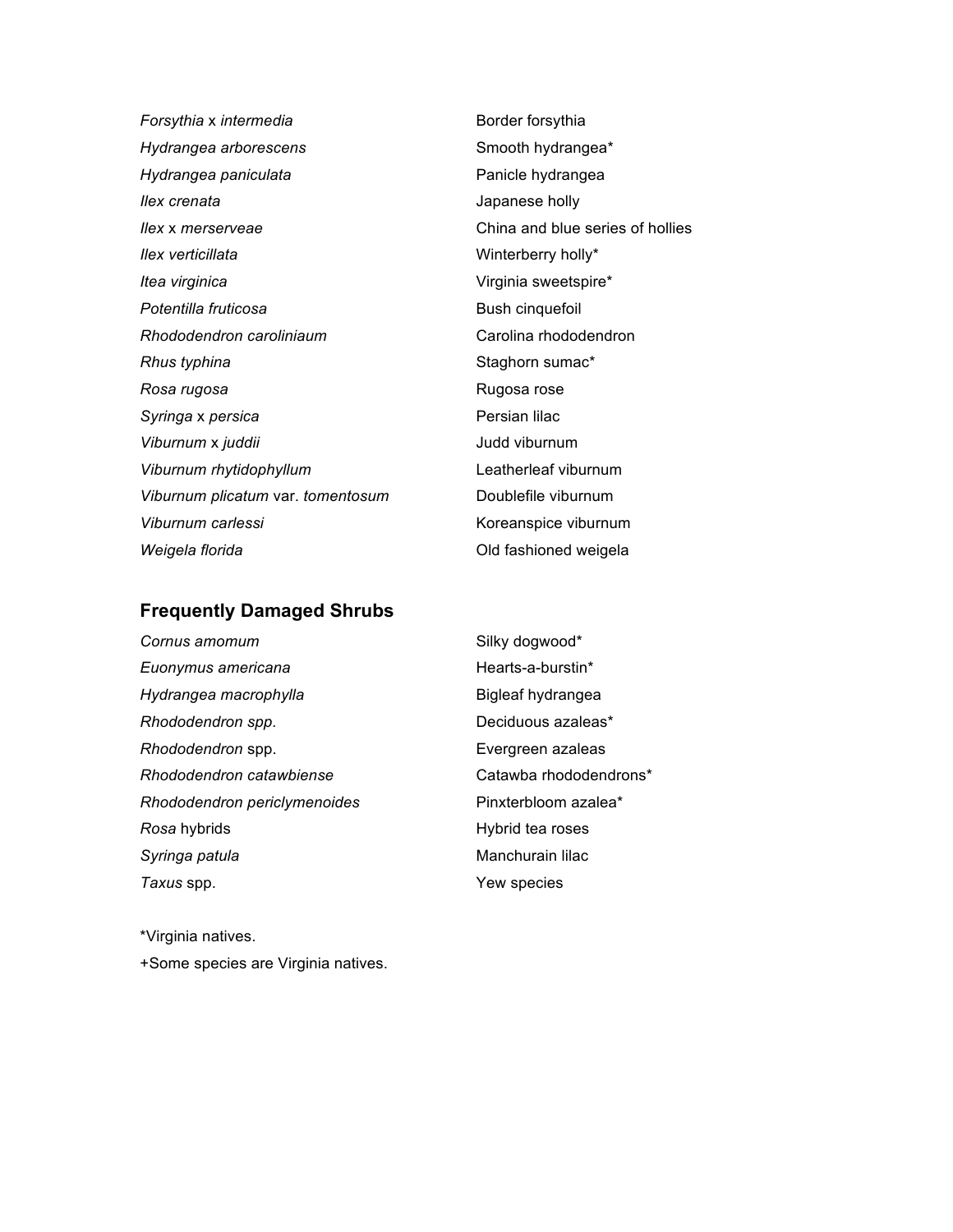| | |
|---|---|
| *Forsythia* x *intermedia* | Border forsythia |
| *Hydrangea arborescens* | Smooth hydrangea* |
| *Hydrangea paniculata* | Panicle hydrangea |
| *Ilex crenata* | Japanese holly |
| *Ilex* x *merserveae* | China and blue series of hollies |
| *Ilex verticillata* | Winterberry holly* |
| *Itea virginica* | Virginia sweetspire* |
| *Potentilla fruticosa* | Bush cinquefoil |
| *Rhododendron caroliniaum* | Carolina rhododendron |
| *Rhus typhina* | Staghorn sumac* |
| *Rosa rugosa* | Rugosa rose |
| *Syringa* x *persica* | Persian lilac |
| *Viburnum* x *juddii* | Judd viburnum |
| *Viburnum rhytidophyllum* | Leatherleaf viburnum |
| *Viburnum plicatum* var. *tomentosum* | Doublefile viburnum |
| *Viburnum carlessi* | Koreanspice viburnum |
| *Weigela florida* | Old fashioned weigela |

## Frequently Damaged Shrubs

| | |
|---|---|
| *Cornus amomum* | Silky dogwood* |
| *Euonymus americana* | Hearts-a-burstin* |
| *Hydrangea macrophylla* | Bigleaf hydrangea |
| *Rhododendron spp.* | Deciduous azaleas* |
| *Rhododendron* spp. | Evergreen azaleas |
| *Rhododendron catawbiense* | Catawba rhododendrons* |
| *Rhododendron periclymenoides* | Pinxterbloom azalea* |
| *Rosa* hybrids | Hybrid tea roses |
| *Syringa patula* | Manchurain lilac |
| *Taxus* spp. | Yew species |

*Virginia natives.

+Some species are Virginia natives.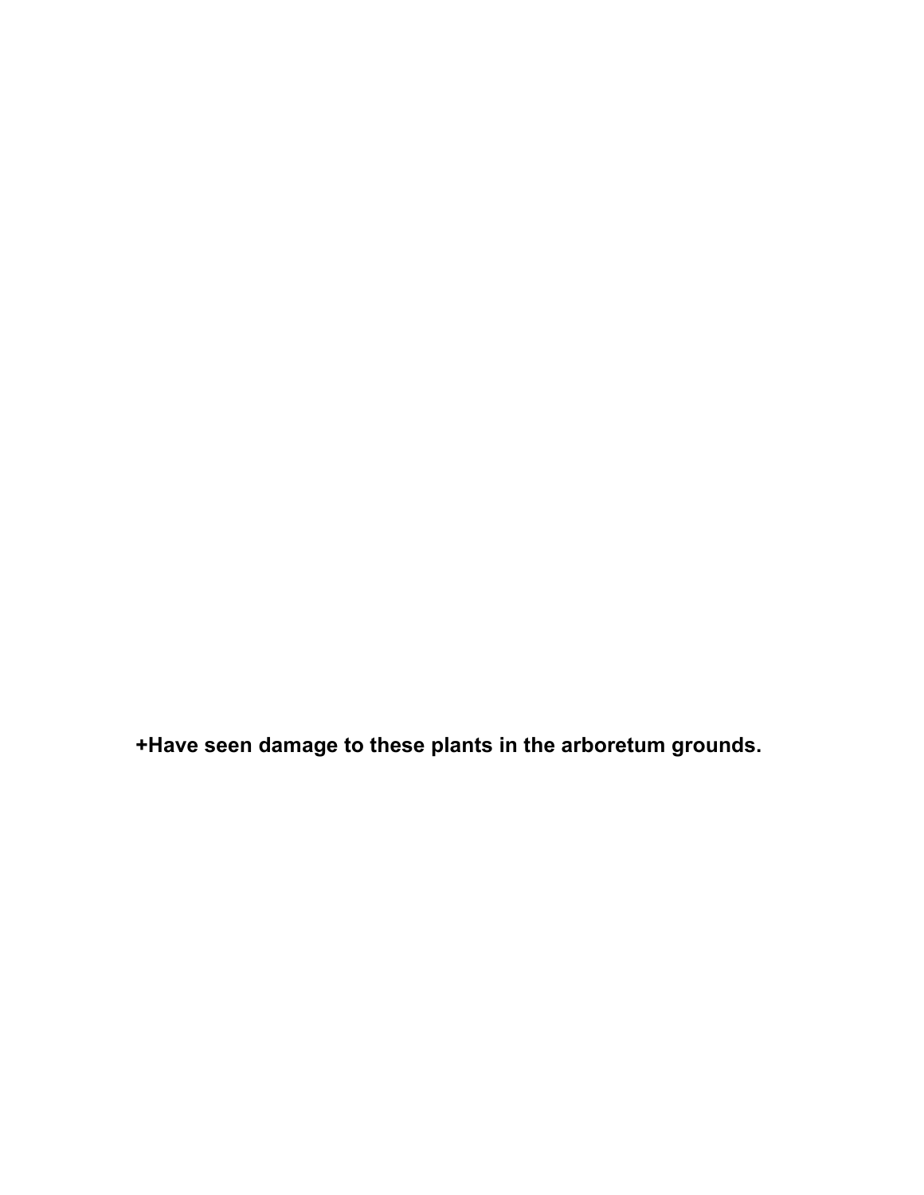**+Have seen damage to these plants in the arboretum grounds.**